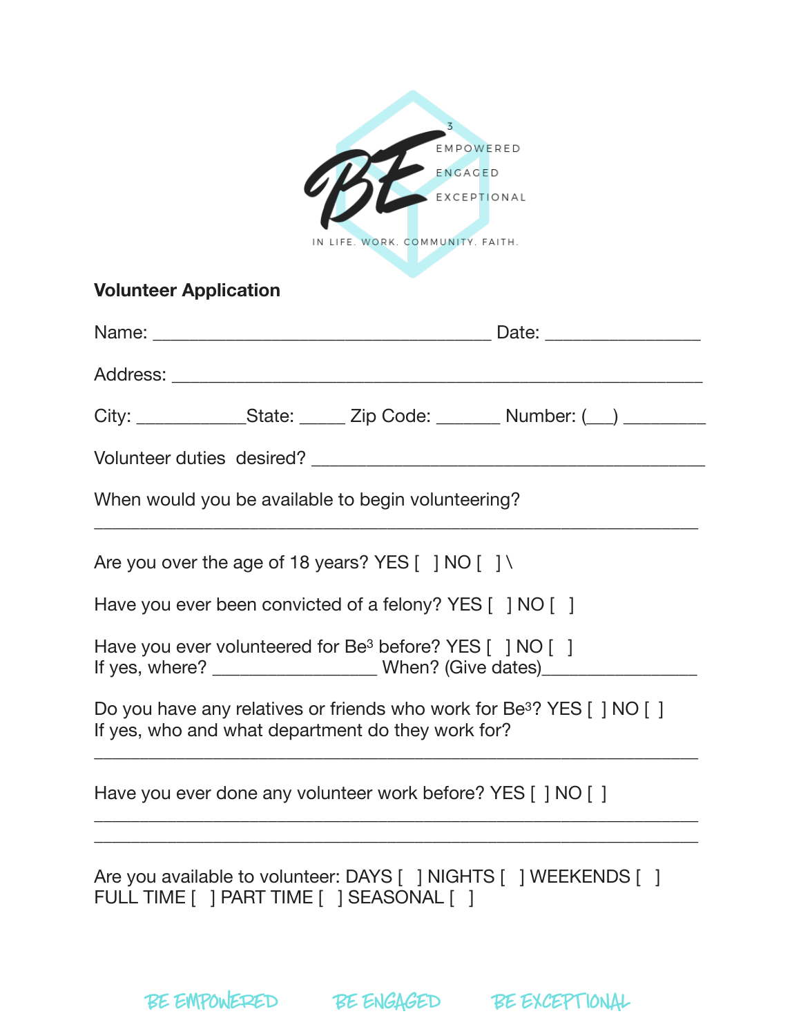BE[3]
EMPOWERED
ENGAGED
EXCEPTIONAL
IN LIFE. WORK. COMMUNITY. FAITH.

**Volunteer Application**

Name: ___________________________________ Date: ________________

Address: _______________________________________________________

City: ___________State: _____ Zip Code: _______ Number: (___) _________

Volunteer duties desired? ________________________________________

When would you be available to begin volunteering?

______________________________________________________________

Are you over the age of 18 years? YES [ ] NO [ ] \

Have you ever been convicted of a felony? YES [ ] NO [ ]

Have you ever volunteered for Be[3] before? YES [ ] NO [ ]
If yes, where? _________________ When? (Give dates)________________

Do you have any relatives or friends who work for Be[3]? YES [ ] NO [ ]
If yes, who and what department do they work for?

______________________________________________________________

Have you ever done any volunteer work before? YES [ ] NO [ ]

______________________________________________________________

______________________________________________________________

Are you available to volunteer: DAYS [ ] NIGHTS [ ] WEEKENDS [ ]
FULL TIME [ ] PART TIME [ ] SEASONAL [ ]

BE EMPOWERED BE ENGAGED BE EXCEPTIONAL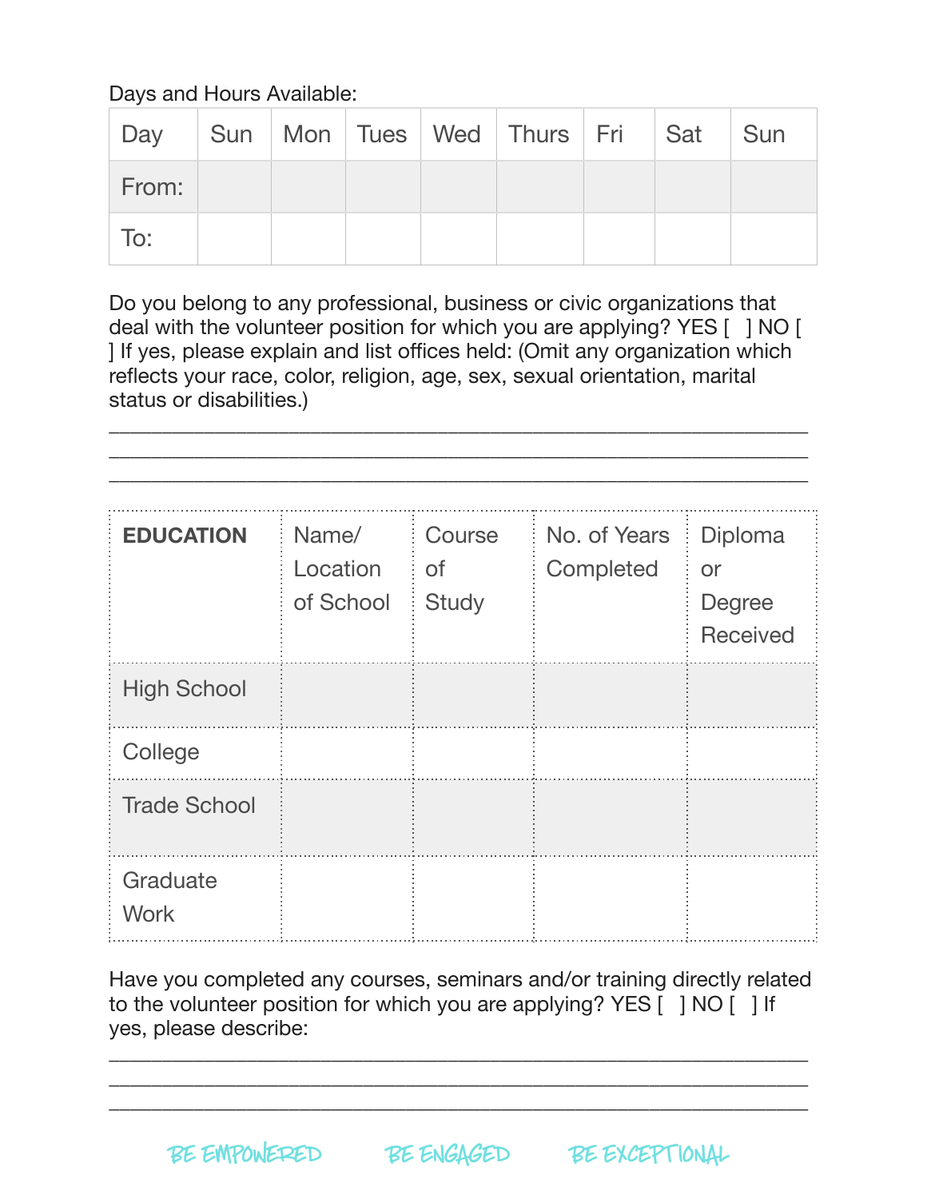Days and Hours Available:

| Day | Sun | Mon | Tues | Wed | Thurs | Fri | Sat | Sun |
|---|---|---|---|---|---|---|---|---|
| From: | | | | | | | | |
| To: | | | | | | | | |

Do you belong to any professional, business or civic organizations that deal with the volunteer position for which you are applying? YES [ ] NO [ ] If yes, please explain and list offices held: (Omit any organization which reflects your race, color, religion, age, sex, sexual orientation, marital status or disabilities.)

___________________________________________________________________

___________________________________________________________________

___________________________________________________________________

| **EDUCATION** | Name/ Location of School | Course of Study | No. of Years Completed | Diploma or Degree Received |
|---|---|---|---|---|
| High School | | | | |
| College | | | | |
| Trade School | | | | |
| Graduate Work | | | | |

Have you completed any courses, seminars and/or training directly related to the volunteer position for which you are applying? YES [ ] NO [ ] If yes, please describe:

___________________________________________________________________

___________________________________________________________________

___________________________________________________________________

BE EMPOWERED BE ENGAGED BE EXCEPTIONAL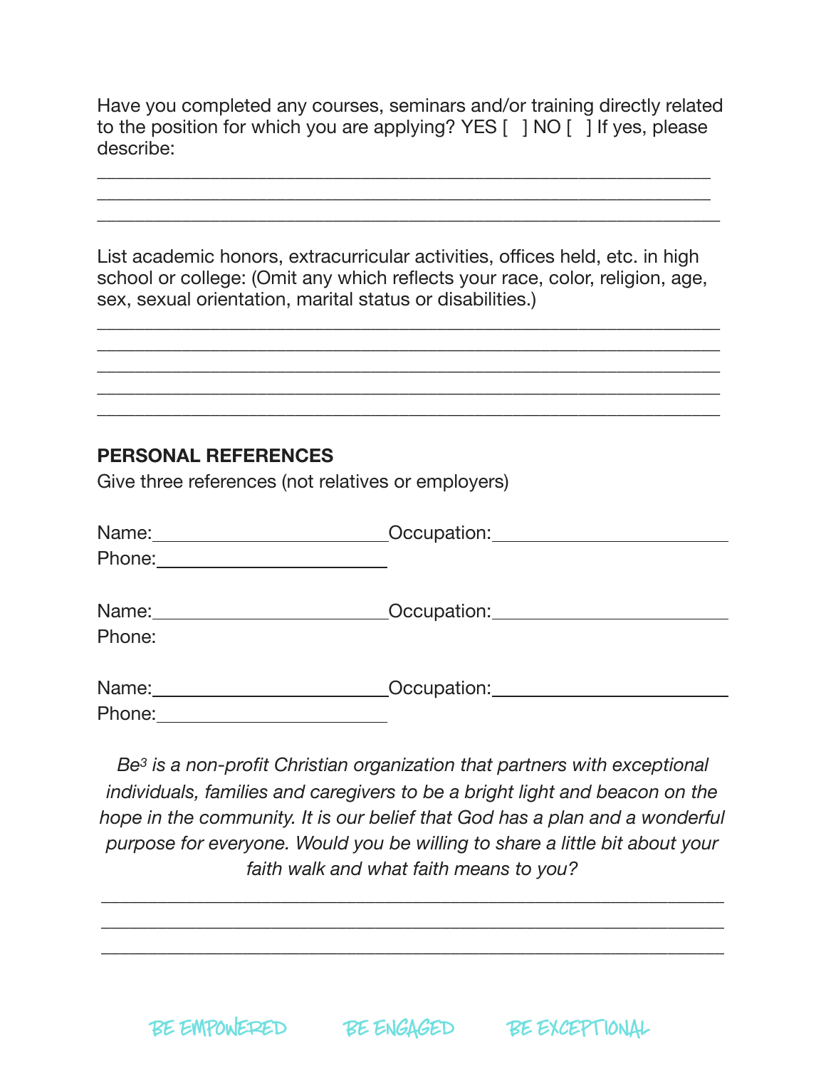Have you completed any courses, seminars and/or training directly related to the position for which you are applying? YES [ ] NO [ ] If yes, please describe:

\_\_\_\_\_\_\_\_\_\_\_\_\_\_\_\_\_\_\_\_\_\_\_\_\_\_\_\_\_\_\_\_\_\_\_\_\_\_\_\_\_\_\_\_\_\_\_\_\_\_\_\_\_\_\_\_\_\_\_\_
\_\_\_\_\_\_\_\_\_\_\_\_\_\_\_\_\_\_\_\_\_\_\_\_\_\_\_\_\_\_\_\_\_\_\_\_\_\_\_\_\_\_\_\_\_\_\_\_\_\_\_\_\_\_\_\_\_\_\_\_
\_\_\_\_\_\_\_\_\_\_\_\_\_\_\_\_\_\_\_\_\_\_\_\_\_\_\_\_\_\_\_\_\_\_\_\_\_\_\_\_\_\_\_\_\_\_\_\_\_\_\_\_\_\_\_\_\_\_\_\_

List academic honors, extracurricular activities, offices held, etc. in high school or college: (Omit any which reflects your race, color, religion, age, sex, sexual orientation, marital status or disabilities.)

\_\_\_\_\_\_\_\_\_\_\_\_\_\_\_\_\_\_\_\_\_\_\_\_\_\_\_\_\_\_\_\_\_\_\_\_\_\_\_\_\_\_\_\_\_\_\_\_\_\_\_\_\_\_\_\_\_\_\_\_
\_\_\_\_\_\_\_\_\_\_\_\_\_\_\_\_\_\_\_\_\_\_\_\_\_\_\_\_\_\_\_\_\_\_\_\_\_\_\_\_\_\_\_\_\_\_\_\_\_\_\_\_\_\_\_\_\_\_\_\_
\_\_\_\_\_\_\_\_\_\_\_\_\_\_\_\_\_\_\_\_\_\_\_\_\_\_\_\_\_\_\_\_\_\_\_\_\_\_\_\_\_\_\_\_\_\_\_\_\_\_\_\_\_\_\_\_\_\_\_\_
\_\_\_\_\_\_\_\_\_\_\_\_\_\_\_\_\_\_\_\_\_\_\_\_\_\_\_\_\_\_\_\_\_\_\_\_\_\_\_\_\_\_\_\_\_\_\_\_\_\_\_\_\_\_\_\_\_\_\_\_
\_\_\_\_\_\_\_\_\_\_\_\_\_\_\_\_\_\_\_\_\_\_\_\_\_\_\_\_\_\_\_\_\_\_\_\_\_\_\_\_\_\_\_\_\_\_\_\_\_\_\_\_\_\_\_\_\_\_\_\_

**PERSONAL REFERENCES**

Give three references (not relatives or employers)

Name:\_\_\_\_\_\_\_\_\_\_\_\_\_\_\_\_\_\_\_\_\_\_\_\_ Occupation:\_\_\_\_\_\_\_\_\_\_\_\_\_\_\_\_\_\_\_\_\_\_\_\_
Phone:\_\_\_\_\_\_\_\_\_\_\_\_\_\_\_\_\_\_\_\_\_\_\_\_

Name:\_\_\_\_\_\_\_\_\_\_\_\_\_\_\_\_\_\_\_\_\_\_\_\_ Occupation:\_\_\_\_\_\_\_\_\_\_\_\_\_\_\_\_\_\_\_\_\_\_\_\_
Phone:

Name:\_\_\_\_\_\_\_\_\_\_\_\_\_\_\_\_\_\_\_\_\_\_\_\_ Occupation:\_\_\_\_\_\_\_\_\_\_\_\_\_\_\_\_\_\_\_\_\_\_\_\_
Phone:\_\_\_\_\_\_\_\_\_\_\_\_\_\_\_\_\_\_\_\_\_\_\_\_

*Be³ is a non-profit Christian organization that partners with exceptional individuals, families and caregivers to be a bright light and beacon on the hope in the community. It is our belief that God has a plan and a wonderful purpose for everyone. Would you be willing to share a little bit about your faith walk and what faith means to you?*

\_\_\_\_\_\_\_\_\_\_\_\_\_\_\_\_\_\_\_\_\_\_\_\_\_\_\_\_\_\_\_\_\_\_\_\_\_\_\_\_\_\_\_\_\_\_\_\_\_\_\_\_\_\_\_\_\_\_\_\_
\_\_\_\_\_\_\_\_\_\_\_\_\_\_\_\_\_\_\_\_\_\_\_\_\_\_\_\_\_\_\_\_\_\_\_\_\_\_\_\_\_\_\_\_\_\_\_\_\_\_\_\_\_\_\_\_\_\_\_\_
\_\_\_\_\_\_\_\_\_\_\_\_\_\_\_\_\_\_\_\_\_\_\_\_\_\_\_\_\_\_\_\_\_\_\_\_\_\_\_\_\_\_\_\_\_\_\_\_\_\_\_\_\_\_\_\_\_\_\_\_

BE EMPOWERED BE ENGAGED BE EXCEPTIONAL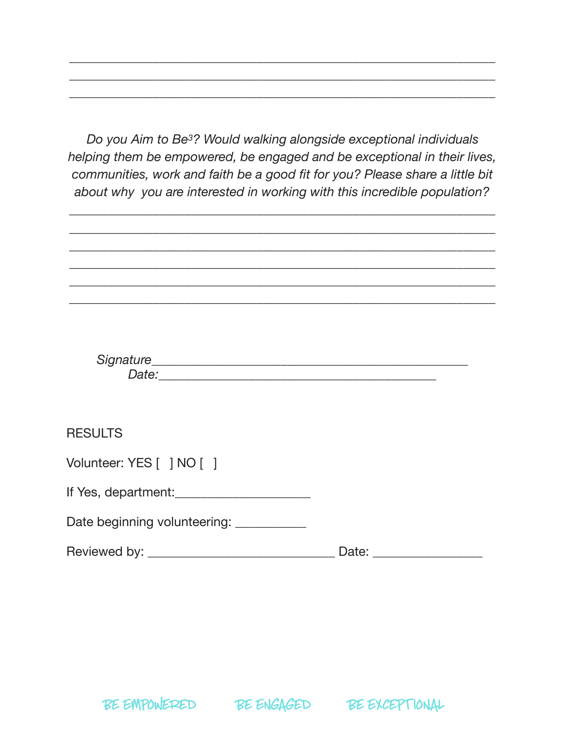___________________________________________________________________

___________________________________________________________________

___________________________________________________________________

*Do you Aim to Be³? Would walking alongside exceptional individuals helping them be empowered, be engaged and be exceptional in their lives, communities, work and faith be a good fit for you? Please share a little bit about why you are interested in working with this incredible population?*

___________________________________________________________________

___________________________________________________________________

___________________________________________________________________

___________________________________________________________________

___________________________________________________________________

___________________________________________________________________

*Signature*_____________________________________________

*Date:*_________________________________________

RESULTS

Volunteer: YES [ ] NO [ ]

If Yes, department:____________________

Date beginning volunteering: __________

Reviewed by: ___________________________ Date: ________________

BE EMPOWERED BE ENGAGED BE EXCEPTIONAL